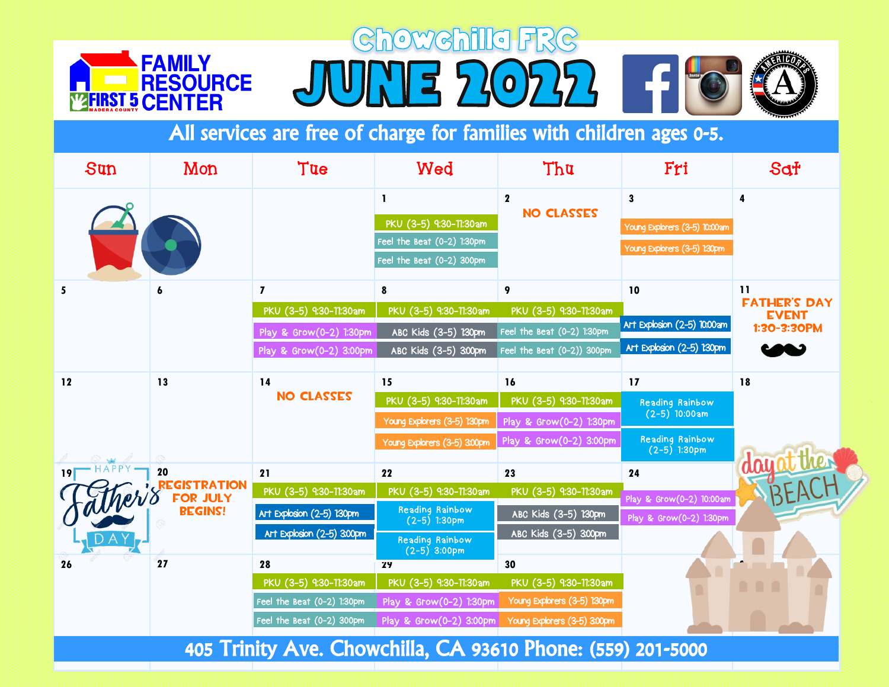# Chowchilla FRC

# JUNE 2022

FAMILY RESOURCE CENTER — FIRST 5 MADERA COUNTY

**All services are free of charge for families with children ages 0-5.**

| Sun | Mon | Tue | Wed | Thu | Fri | Sat |
|---|---|---|---|---|---|---|
| | | | 1<br>PKU (3-5) 9:30-11:30am<br>Feel the Beat (0-2) 1:30pm<br>Feel the Beat (0-2) 300pm | 2<br>NO CLASSES | 3<br>Young Explorers (3-5) 10:00am<br>Young Explorers (3-5) 1:30pm | 4 |
| 5 | 6 | 7<br>PKU (3-5) 9:30-11:30am<br>Play & Grow(0-2) 1:30pm<br>Play & Grow(0-2) 3:00pm | 8<br>PKU (3-5) 9:30-11:30am<br>ABC Kids (3-5) 1:30pm<br>ABC Kids (3-5) 300pm | 9<br>PKU (3-5) 9:30-11:30am<br>Feel the Beat (0-2) 1:30pm<br>Feel the Beat (0-2)) 300pm | 10<br>Art Explosion (2-5) 10:00am<br>Art Explosion (2-5) 1:30pm | 11<br>FATHER'S DAY EVENT 1:30-3:30PM |
| 12 | 13 | 14<br>NO CLASSES | 15<br>PKU (3-5) 9:30-11:30am<br>Young Explorers (3-5) 1:30pm<br>Young Explorers (3-5) 300pm | 16<br>PKU (3-5) 9:30-11:30am<br>Play & Grow(0-2) 1:30pm<br>Play & Grow(0-2) 3:00pm | 17<br>Reading Rainbow (2-5) 10:00am<br>Reading Rainbow (2-5) 1:30pm | 18 |
| 19<br>HAPPY Father's DAY | 20<br>REGISTRATION FOR JULY BEGINS! | 21<br>PKU (3-5) 9:30-11:30am<br>Art Explosion (2-5) 1:30pm<br>Art Explosion (2-5) 3:00pm | 22<br>PKU (3-5) 9:30-11:30am<br>Reading Rainbow (2-5) 1:30pm<br>Reading Rainbow (2-5) 3:00pm | 23<br>PKU (3-5) 9:30-11:30am<br>ABC Kids (3-5) 1:30pm<br>ABC Kids (3-5) 300pm | 24<br>Play & Grow(0-2) 10:00am<br>Play & Grow(0-2) 1:30pm | day at the BEACH |
| 26 | 27 | 28<br>PKU (3-5) 9:30-11:30am<br>Feel the Beat (0-2) 1:30pm<br>Feel the Beat (0-2) 300pm | 29<br>PKU (3-5) 9:30-11:30am<br>Play & Grow(0-2) 1:30pm<br>Play & Grow(0-2) 3:00pm | 30<br>PKU (3-5) 9:30-11:30am<br>Young Explorers (3-5) 1:30pm<br>Young Explorers (3-5) 300pm | | |

**405 Trinity Ave. Chowchilla, CA 93610 Phone: (559) 201-5000**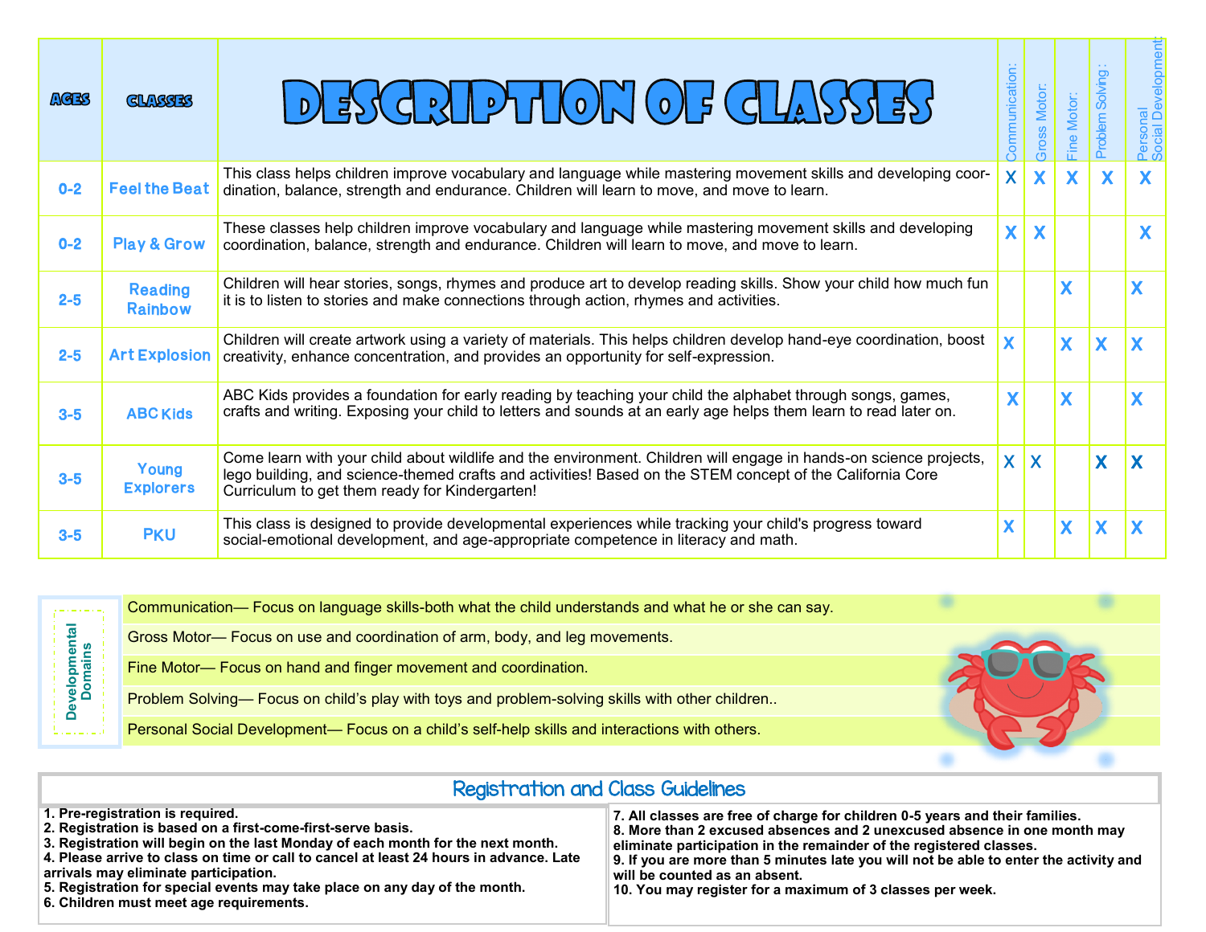| Ages | Classes | Description of Classes | Communication: | Gross Motor: | Fine Motor: | Problem Solving: | Personal Social Development: |
|---|---|---|---|---|---|---|---|
| 0-2 | Feel the Beat | This class helps children improve vocabulary and language while mastering movement skills and developing coordination, balance, strength and endurance. Children will learn to move, and move to learn. | X | X | X | X | X |
| 0-2 | Play & Grow | These classes help children improve vocabulary and language while mastering movement skills and developing coordination, balance, strength and endurance. Children will learn to move, and move to learn. | X | X | | | X |
| 2-5 | Reading Rainbow | Children will hear stories, songs, rhymes and produce art to develop reading skills. Show your child how much fun it is to listen to stories and make connections through action, rhymes and activities. | | | X | | X |
| 2-5 | Art Explosion | Children will create artwork using a variety of materials. This helps children develop hand-eye coordination, boost creativity, enhance concentration, and provides an opportunity for self-expression. | X | | X | X | X |
| 3-5 | ABC Kids | ABC Kids provides a foundation for early reading by teaching your child the alphabet through songs, games, crafts and writing. Exposing your child to letters and sounds at an early age helps them learn to read later on. | X | | X | | X |
| 3-5 | Young Explorers | Come learn with your child about wildlife and the environment. Children will engage in hands-on science projects, lego building, and science-themed crafts and activities! Based on the STEM concept of the California Core Curriculum to get them ready for Kindergarten! | X | X | | X | X |
| 3-5 | PKU | This class is designed to provide developmental experiences while tracking your child's progress toward social-emotional development, and age-appropriate competence in literacy and math. | X | | X | X | X |

**Developmental Domains**

- Communication— Focus on language skills-both what the child understands and what he or she can say.
- Gross Motor— Focus on use and coordination of arm, body, and leg movements.
- Fine Motor— Focus on hand and finger movement and coordination.
- Problem Solving— Focus on child's play with toys and problem-solving skills with other children..
- Personal Social Development— Focus on a child's self-help skills and interactions with others.

## Registration and Class Guidelines

**1. Pre-registration is required.**
**2. Registration is based on a first-come-first-serve basis.**
**3. Registration will begin on the last Monday of each month for the next month.**
**4. Please arrive to class on time or call to cancel at least 24 hours in advance. Late arrivals may eliminate participation.**
**5. Registration for special events may take place on any day of the month.**
**6. Children must meet age requirements.**
**7. All classes are free of charge for children 0-5 years and their families.**
**8. More than 2 excused absences and 2 unexcused absence in one month may eliminate participation in the remainder of the registered classes.**
**9. If you are more than 5 minutes late you will not be able to enter the activity and will be counted as an absent.**
**10. You may register for a maximum of 3 classes per week.**